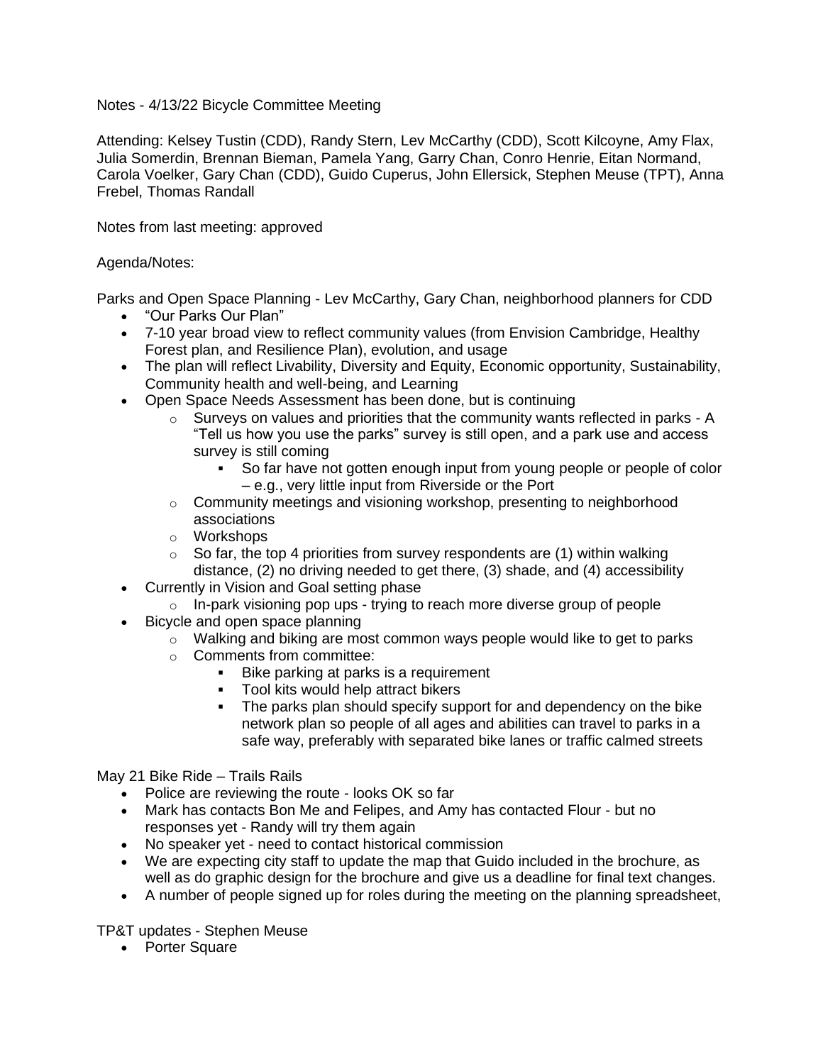Notes - 4/13/22 Bicycle Committee Meeting

Attending: Kelsey Tustin (CDD), Randy Stern, Lev McCarthy (CDD), Scott Kilcoyne, Amy Flax, Julia Somerdin, Brennan Bieman, Pamela Yang, Garry Chan, Conro Henrie, Eitan Normand, Carola Voelker, Gary Chan (CDD), Guido Cuperus, John Ellersick, Stephen Meuse (TPT), Anna Frebel, Thomas Randall

Notes from last meeting: approved

Agenda/Notes:

Parks and Open Space Planning - Lev McCarthy, Gary Chan, neighborhood planners for CDD

- "Our Parks Our Plan"
- 7-10 year broad view to reflect community values (from Envision Cambridge, Healthy Forest plan, and Resilience Plan), evolution, and usage
- The plan will reflect Livability, Diversity and Equity, Economic opportunity, Sustainability, Community health and well-being, and Learning
- Open Space Needs Assessment has been done, but is continuing
    - Surveys on values and priorities that the community wants reflected in parks - A "Tell us how you use the parks" survey is still open, and a park use and access survey is still coming
        - So far have not gotten enough input from young people or people of color – e.g., very little input from Riverside or the Port
    - Community meetings and visioning workshop, presenting to neighborhood associations
    - Workshops
    - So far, the top 4 priorities from survey respondents are (1) within walking distance, (2) no driving needed to get there, (3) shade, and (4) accessibility
- Currently in Vision and Goal setting phase
    - In-park visioning pop ups - trying to reach more diverse group of people
- Bicycle and open space planning
    - Walking and biking are most common ways people would like to get to parks
    - Comments from committee:
        - Bike parking at parks is a requirement
        - Tool kits would help attract bikers
        - The parks plan should specify support for and dependency on the bike network plan so people of all ages and abilities can travel to parks in a safe way, preferably with separated bike lanes or traffic calmed streets

May 21 Bike Ride – Trails Rails

- Police are reviewing the route - looks OK so far
- Mark has contacts Bon Me and Felipes, and Amy has contacted Flour - but no responses yet - Randy will try them again
- No speaker yet - need to contact historical commission
- We are expecting city staff to update the map that Guido included in the brochure, as well as do graphic design for the brochure and give us a deadline for final text changes.
- A number of people signed up for roles during the meeting on the planning spreadsheet,

TP&T updates - Stephen Meuse

- Porter Square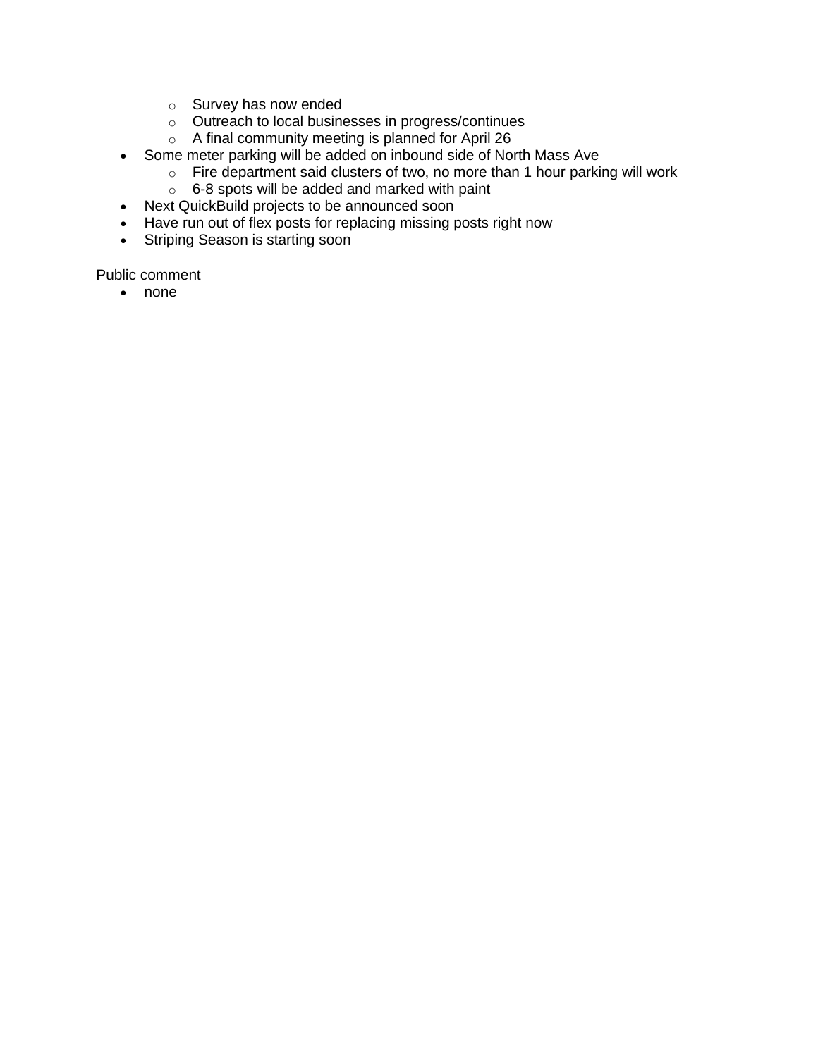- Survey has now ended
  - Outreach to local businesses in progress/continues
  - A final community meeting is planned for April 26
- Some meter parking will be added on inbound side of North Mass Ave
  - Fire department said clusters of two, no more than 1 hour parking will work
  - 6-8 spots will be added and marked with paint
- Next QuickBuild projects to be announced soon
- Have run out of flex posts for replacing missing posts right now
- Striping Season is starting soon

Public comment

- none